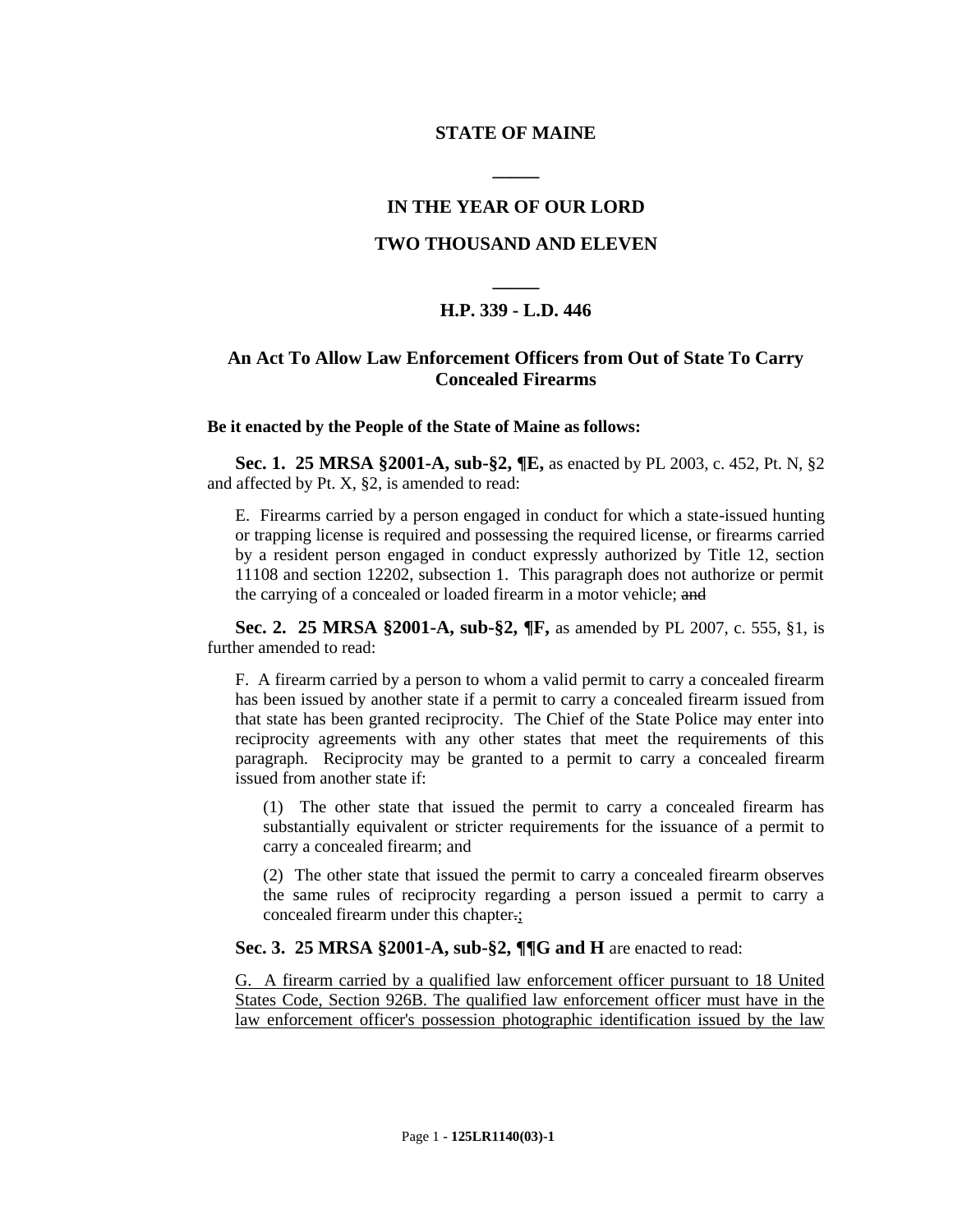# STATE OF MAINE

**_____**

## IN THE YEAR OF OUR LORD

## TWO THOUSAND AND ELEVEN

**_____**

## H.P. 339 - L.D. 446

### An Act To Allow Law Enforcement Officers from Out of State To Carry Concealed Firearms

**Be it enacted by the People of the State of Maine as follows:**

**Sec. 1. 25 MRSA §2001-A, sub-§2, ¶E,** as enacted by PL 2003, c. 452, Pt. N, §2 and affected by Pt. X, §2, is amended to read:

E. Firearms carried by a person engaged in conduct for which a state-issued hunting or trapping license is required and possessing the required license, or firearms carried by a resident person engaged in conduct expressly authorized by Title 12, section 11108 and section 12202, subsection 1. This paragraph does not authorize or permit the carrying of a concealed or loaded firearm in a motor vehicle; ~~and~~

**Sec. 2. 25 MRSA §2001-A, sub-§2, ¶F,** as amended by PL 2007, c. 555, §1, is further amended to read:

F. A firearm carried by a person to whom a valid permit to carry a concealed firearm has been issued by another state if a permit to carry a concealed firearm issued from that state has been granted reciprocity. The Chief of the State Police may enter into reciprocity agreements with any other states that meet the requirements of this paragraph. Reciprocity may be granted to a permit to carry a concealed firearm issued from another state if:

(1) The other state that issued the permit to carry a concealed firearm has substantially equivalent or stricter requirements for the issuance of a permit to carry a concealed firearm; and

(2) The other state that issued the permit to carry a concealed firearm observes the same rules of reciprocity regarding a person issued a permit to carry a concealed firearm under this chapter~~.~~<u>;</u>

**Sec. 3. 25 MRSA §2001-A, sub-§2, ¶¶G and H** are enacted to read:

<u>G. A firearm carried by a qualified law enforcement officer pursuant to 18 United States Code, Section 926B. The qualified law enforcement officer must have in the law enforcement officer's possession photographic identification issued by the law</u>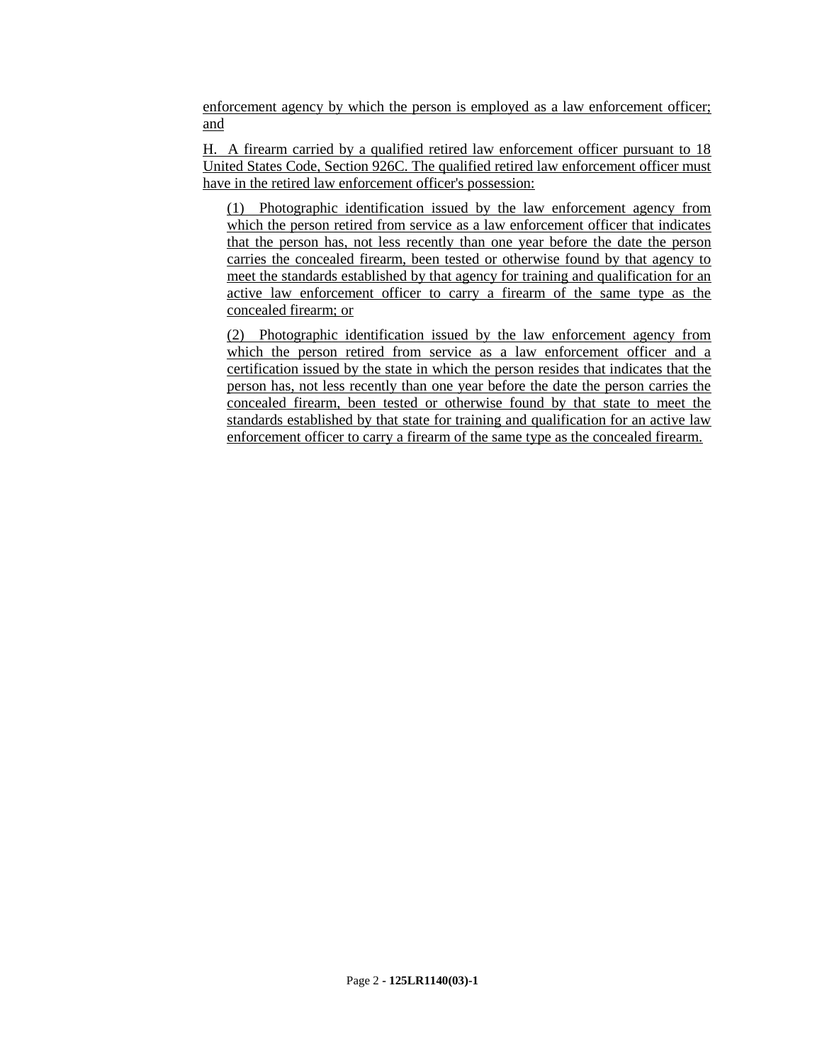enforcement agency by which the person is employed as a law enforcement officer; and

H. A firearm carried by a qualified retired law enforcement officer pursuant to 18 United States Code, Section 926C. The qualified retired law enforcement officer must have in the retired law enforcement officer's possession:

(1) Photographic identification issued by the law enforcement agency from which the person retired from service as a law enforcement officer that indicates that the person has, not less recently than one year before the date the person carries the concealed firearm, been tested or otherwise found by that agency to meet the standards established by that agency for training and qualification for an active law enforcement officer to carry a firearm of the same type as the concealed firearm; or

(2) Photographic identification issued by the law enforcement agency from which the person retired from service as a law enforcement officer and a certification issued by the state in which the person resides that indicates that the person has, not less recently than one year before the date the person carries the concealed firearm, been tested or otherwise found by that state to meet the standards established by that state for training and qualification for an active law enforcement officer to carry a firearm of the same type as the concealed firearm.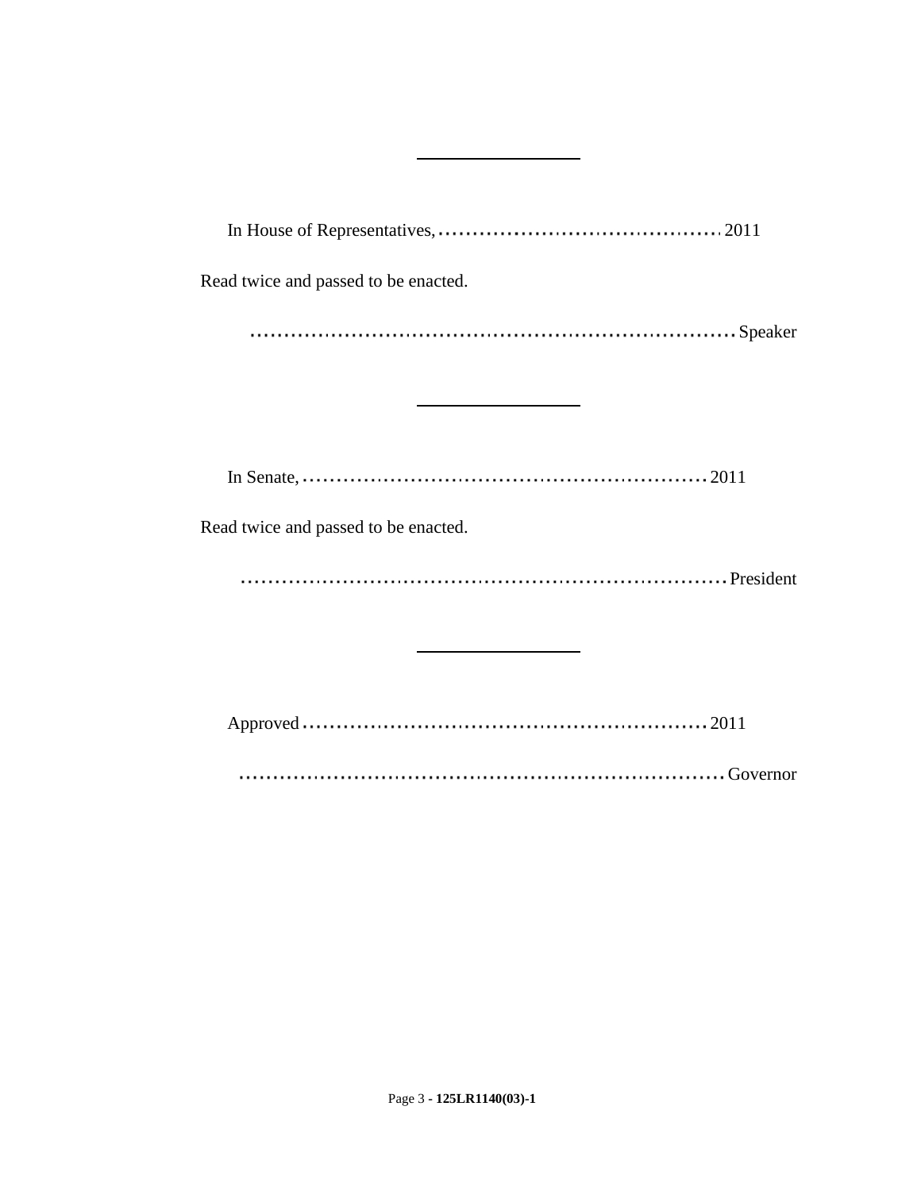---

In House of Representatives, ........................................ 2011

Read twice and passed to be enacted.

.................................................................... Speaker

---

In Senate, ........................................................ 2011

Read twice and passed to be enacted.

.................................................................... President

---

Approved ........................................................ 2011

.................................................................... Governor